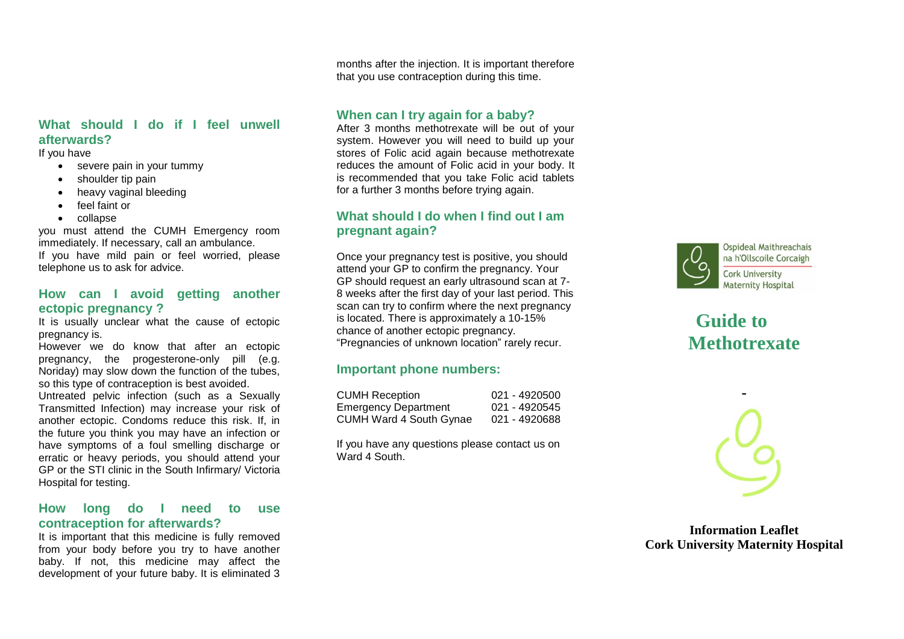## What should I do if I feel unwell afterwards?

If you have

- severe pain in your tummy
- shoulder tip pain
- heavy vaginal bleeding
- feel faint or
- collapse

you must attend the CUMH Emergency room immediately. If necessary, call an ambulance.
If you have mild pain or feel worried, please telephone us to ask for advice.

## How can I avoid getting another ectopic pregnancy ?

It is usually unclear what the cause of ectopic pregnancy is.
However we do know that after an ectopic pregnancy, the progesterone-only pill (e.g. Noriday) may slow down the function of the tubes, so this type of contraception is best avoided.
Untreated pelvic infection (such as a Sexually Transmitted Infection) may increase your risk of another ectopic. Condoms reduce this risk. If, in the future you think you may have an infection or have symptoms of a foul smelling discharge or erratic or heavy periods, you should attend your GP or the STI clinic in the South Infirmary/ Victoria Hospital for testing.

## How long do I need to use contraception for afterwards?

It is important that this medicine is fully removed from your body before you try to have another baby. If not, this medicine may affect the development of your future baby. It is eliminated 3 months after the injection. It is important therefore that you use contraception during this time.

## When can I try again for a baby?

After 3 months methotrexate will be out of your system. However you will need to build up your stores of Folic acid again because methotrexate reduces the amount of Folic acid in your body. It is recommended that you take Folic acid tablets for a further 3 months before trying again.

## What should I do when I find out I am pregnant again?

Once your pregnancy test is positive, you should attend your GP to confirm the pregnancy. Your GP should request an early ultrasound scan at 7-8 weeks after the first day of your last period. This scan can try to confirm where the next pregnancy is located. There is approximately a 10-15% chance of another ectopic pregnancy. "Pregnancies of unknown location" rarely recur.

## Important phone numbers:

| | |
|---|---|
| CUMH Reception | 021 - 4920500 |
| Emergency Department | 021 - 4920545 |
| CUMH Ward 4 South Gynae | 021 - 4920688 |

If you have any questions please contact us on Ward 4 South.

Ospideal Maithreachais na h'Ollscoile Corcaigh
Cork University Maternity Hospital

# Guide to Methotrexate

-

**Information Leaflet**
**Cork University Maternity Hospital**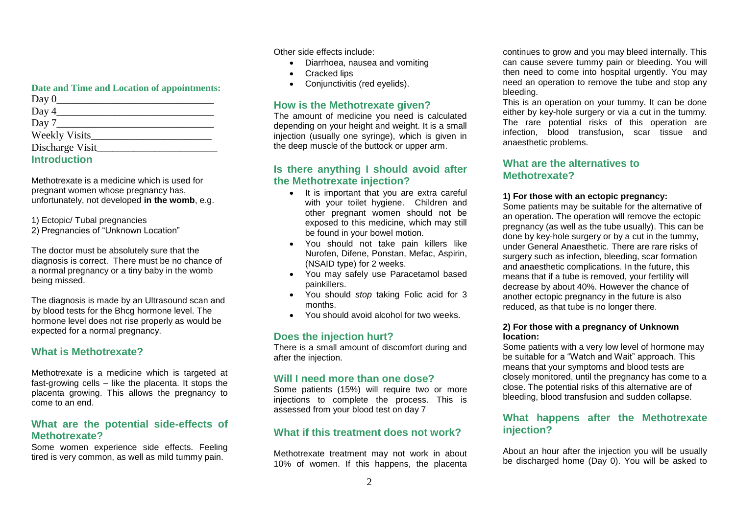**Date and Time and Location of appointments:**

Day 0_____________________________

Day 4_____________________________

Day 7_____________________________

Weekly Visits_______________________

Discharge Visit______________________

## Introduction

Methotrexate is a medicine which is used for pregnant women whose pregnancy has, unfortunately, not developed **in the womb**, e.g.

1) Ectopic/ Tubal pregnancies
2) Pregnancies of "Unknown Location"

The doctor must be absolutely sure that the diagnosis is correct. There must be no chance of a normal pregnancy or a tiny baby in the womb being missed.

The diagnosis is made by an Ultrasound scan and by blood tests for the Bhcg hormone level. The hormone level does not rise properly as would be expected for a normal pregnancy.

## What is Methotrexate?

Methotrexate is a medicine which is targeted at fast-growing cells – like the placenta. It stops the placenta growing. This allows the pregnancy to come to an end.

## What are the potential side-effects of Methotrexate?

Some women experience side effects. Feeling tired is very common, as well as mild tummy pain.

Other side effects include:

- Diarrhoea, nausea and vomiting
- Cracked lips
- Conjunctivitis (red eyelids).

## How is the Methotrexate given?

The amount of medicine you need is calculated depending on your height and weight. It is a small injection (usually one syringe), which is given in the deep muscle of the buttock or upper arm.

## Is there anything I should avoid after the Methotrexate injection?

- It is important that you are extra careful with your toilet hygiene. Children and other pregnant women should not be exposed to this medicine, which may still be found in your bowel motion.
- You should not take pain killers like Nurofen, Difene, Ponstan, Mefac, Aspirin, (NSAID type) for 2 weeks.
- You may safely use Paracetamol based painkillers.
- You should *stop* taking Folic acid for 3 months.
- You should avoid alcohol for two weeks.

## Does the injection hurt?

There is a small amount of discomfort during and after the injection.

## Will I need more than one dose?

Some patients (15%) will require two or more injections to complete the process. This is assessed from your blood test on day 7

## What if this treatment does not work?

Methotrexate treatment may not work in about 10% of women. If this happens, the placenta continues to grow and you may bleed internally. This can cause severe tummy pain or bleeding. You will then need to come into hospital urgently. You may need an operation to remove the tube and stop any bleeding.

This is an operation on your tummy. It can be done either by key-hole surgery or via a cut in the tummy. The rare potential risks of this operation are infection, blood transfusion**,** scar tissue and anaesthetic problems.

## What are the alternatives to Methotrexate?

**1) For those with an ectopic pregnancy:**

Some patients may be suitable for the alternative of an operation. The operation will remove the ectopic pregnancy (as well as the tube usually). This can be done by key-hole surgery or by a cut in the tummy, under General Anaesthetic. There are rare risks of surgery such as infection, bleeding, scar formation and anaesthetic complications. In the future, this means that if a tube is removed, your fertility will decrease by about 40%. However the chance of another ectopic pregnancy in the future is also reduced, as that tube is no longer there.

**2) For those with a pregnancy of Unknown location:**

Some patients with a very low level of hormone may be suitable for a "Watch and Wait" approach. This means that your symptoms and blood tests are closely monitored, until the pregnancy has come to a close. The potential risks of this alternative are of bleeding, blood transfusion and sudden collapse.

## What happens after the Methotrexate injection?

About an hour after the injection you will be usually be discharged home (Day 0). You will be asked to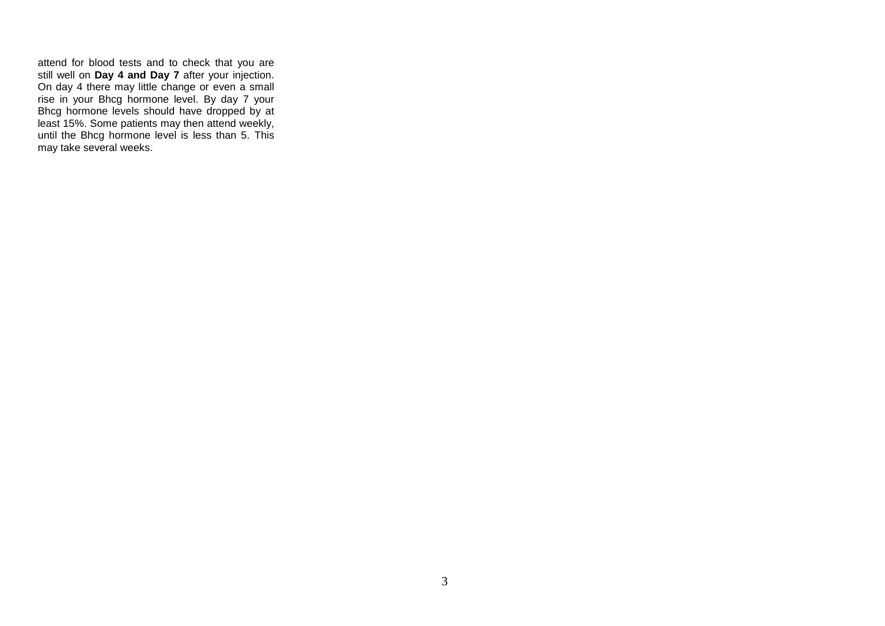attend for blood tests and to check that you are still well on **Day 4 and Day 7** after your injection. On day 4 there may little change or even a small rise in your Bhcg hormone level. By day 7 your Bhcg hormone levels should have dropped by at least 15%. Some patients may then attend weekly, until the Bhcg hormone level is less than 5. This may take several weeks.